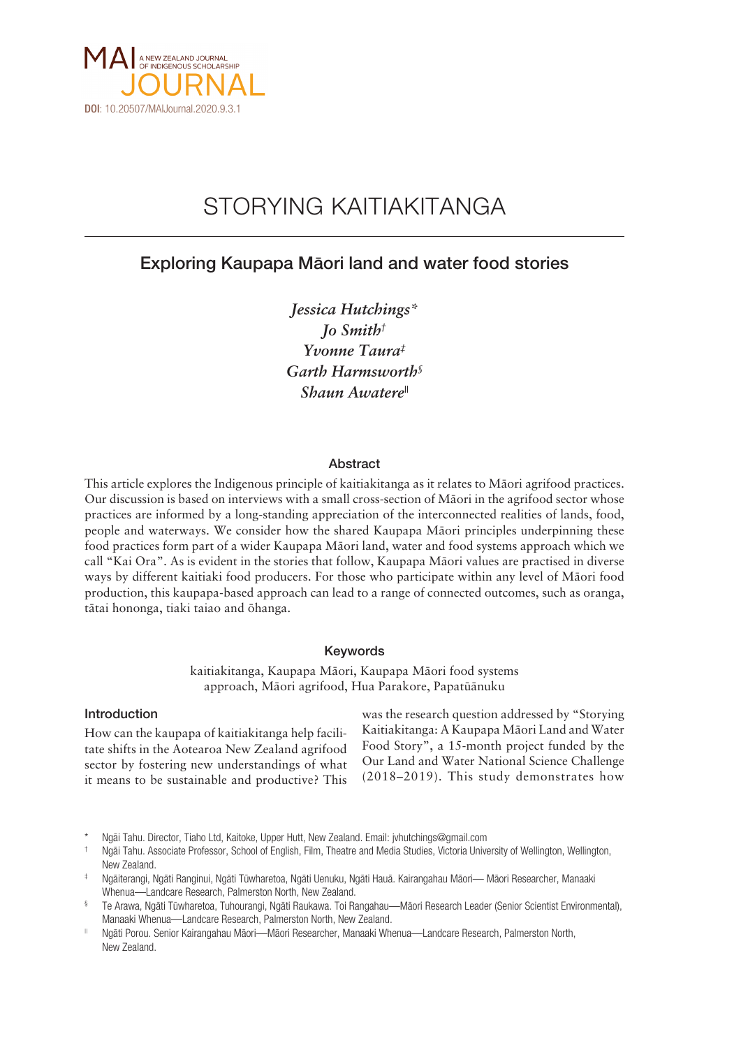MAI JOURNAL — A NEW ZEALAND JOURNAL OF INDIGENOUS SCHOLARSHIP

DOI: 10.20507/MAIJournal.2020.9.3.1

# STORYING KAITIAKITANGA

## Exploring Kaupapa Māori land and water food stories

*Jessica Hutchings*\*
*Jo Smith*†
*Yvonne Taura*‡
*Garth Harmsworth*§
*Shaun Awatere*‖

### Abstract

This article explores the Indigenous principle of kaitiakitanga as it relates to Māori agrifood practices. Our discussion is based on interviews with a small cross-section of Māori in the agrifood sector whose practices are informed by a long-standing appreciation of the interconnected realities of lands, food, people and waterways. We consider how the shared Kaupapa Māori principles underpinning these food practices form part of a wider Kaupapa Māori land, water and food systems approach which we call "Kai Ora". As is evident in the stories that follow, Kaupapa Māori values are practised in diverse ways by different kaitiaki food producers. For those who participate within any level of Māori food production, this kaupapa-based approach can lead to a range of connected outcomes, such as oranga, tātai hononga, tiaki taiao and ōhanga.

### Keywords

kaitiakitanga, Kaupapa Māori, Kaupapa Māori food systems approach, Māori agrifood, Hua Parakore, Papatūānuku

### Introduction

How can the kaupapa of kaitiakitanga help facilitate shifts in the Aotearoa New Zealand agrifood sector by fostering new understandings of what it means to be sustainable and productive? This was the research question addressed by "Storying Kaitiakitanga: A Kaupapa Māori Land and Water Food Story", a 15-month project funded by the Our Land and Water National Science Challenge (2018–2019). This study demonstrates how

---

\* Ngāi Tahu. Director, Tiaho Ltd, Kaitoke, Upper Hutt, New Zealand. Email: jvhutchings@gmail.com

† Ngāi Tahu. Associate Professor, School of English, Film, Theatre and Media Studies, Victoria University of Wellington, Wellington, New Zealand.

‡ Ngāiterangi, Ngāti Ranginui, Ngāti Tūwharetoa, Ngāti Uenuku, Ngāti Hauā. Kairangahau Māori— Māori Researcher, Manaaki Whenua—Landcare Research, Palmerston North, New Zealand.

§ Te Arawa, Ngāti Tūwharetoa, Tuhourangi, Ngāti Raukawa. Toi Rangahau—Māori Research Leader (Senior Scientist Environmental), Manaaki Whenua—Landcare Research, Palmerston North, New Zealand.

‖ Ngāti Porou. Senior Kairangahau Māori—Māori Researcher, Manaaki Whenua—Landcare Research, Palmerston North, New Zealand.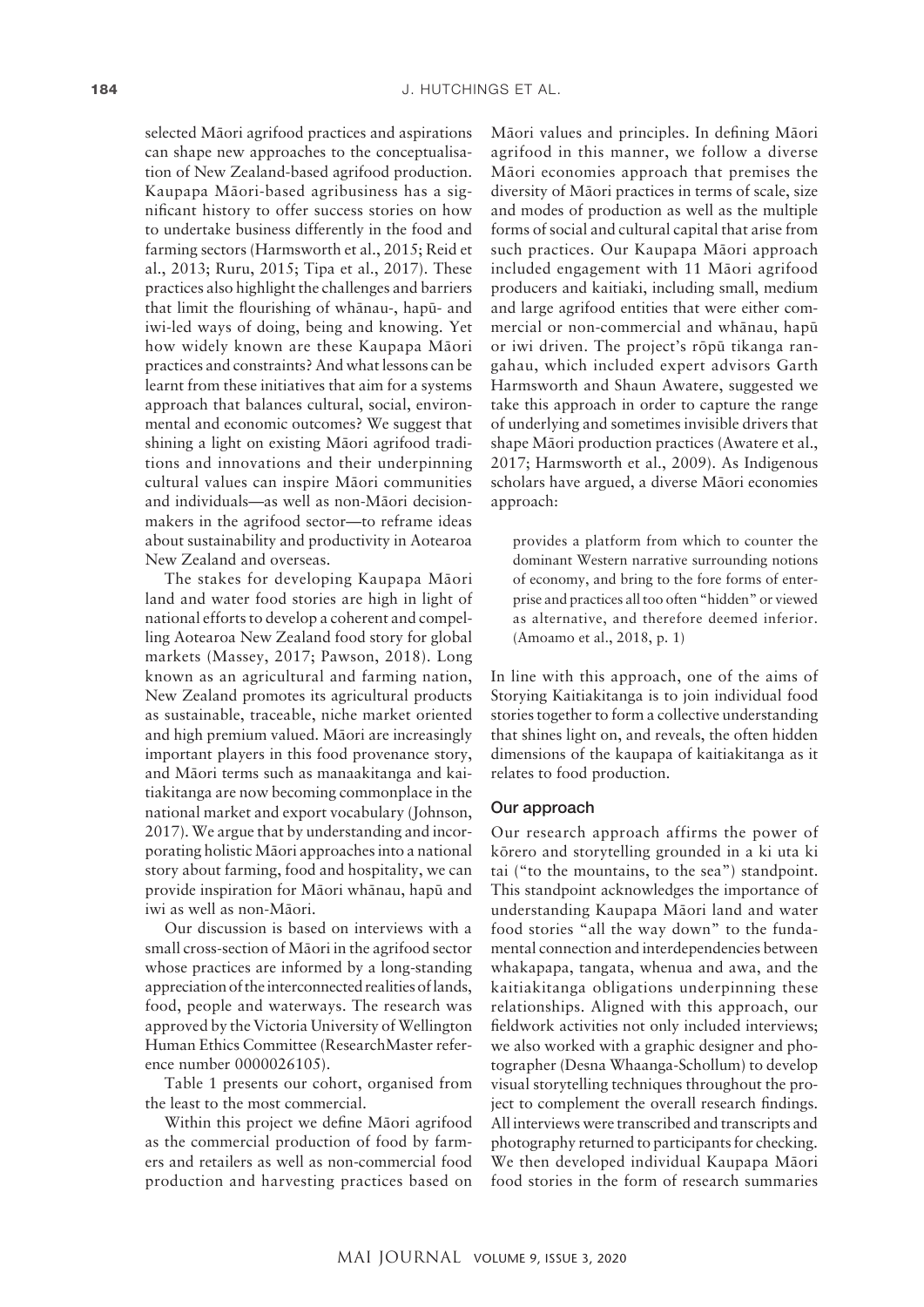selected Māori agrifood practices and aspirations can shape new approaches to the conceptualisation of New Zealand-based agrifood production. Kaupapa Māori-based agribusiness has a significant history to offer success stories on how to undertake business differently in the food and farming sectors (Harmsworth et al., 2015; Reid et al., 2013; Ruru, 2015; Tipa et al., 2017). These practices also highlight the challenges and barriers that limit the flourishing of whānau-, hapū- and iwi-led ways of doing, being and knowing. Yet how widely known are these Kaupapa Māori practices and constraints? And what lessons can be learnt from these initiatives that aim for a systems approach that balances cultural, social, environmental and economic outcomes? We suggest that shining a light on existing Māori agrifood traditions and innovations and their underpinning cultural values can inspire Māori communities and individuals—as well as non-Māori decision-makers in the agrifood sector—to reframe ideas about sustainability and productivity in Aotearoa New Zealand and overseas.

The stakes for developing Kaupapa Māori land and water food stories are high in light of national efforts to develop a coherent and compelling Aotearoa New Zealand food story for global markets (Massey, 2017; Pawson, 2018). Long known as an agricultural and farming nation, New Zealand promotes its agricultural products as sustainable, traceable, niche market oriented and high premium valued. Māori are increasingly important players in this food provenance story, and Māori terms such as manaakitanga and kaitiakitanga are now becoming commonplace in the national market and export vocabulary (Johnson, 2017). We argue that by understanding and incorporating holistic Māori approaches into a national story about farming, food and hospitality, we can provide inspiration for Māori whānau, hapū and iwi as well as non-Māori.

Our discussion is based on interviews with a small cross-section of Māori in the agrifood sector whose practices are informed by a long-standing appreciation of the interconnected realities of lands, food, people and waterways. The research was approved by the Victoria University of Wellington Human Ethics Committee (ResearchMaster reference number 0000026105).

Table 1 presents our cohort, organised from the least to the most commercial.

Within this project we define Māori agrifood as the commercial production of food by farmers and retailers as well as non-commercial food production and harvesting practices based on Māori values and principles. In defining Māori agrifood in this manner, we follow a diverse Māori economies approach that premises the diversity of Māori practices in terms of scale, size and modes of production as well as the multiple forms of social and cultural capital that arise from such practices. Our Kaupapa Māori approach included engagement with 11 Māori agrifood producers and kaitiaki, including small, medium and large agrifood entities that were either commercial or non-commercial and whānau, hapū or iwi driven. The project's rōpū tikanga rangahau, which included expert advisors Garth Harmsworth and Shaun Awatere, suggested we take this approach in order to capture the range of underlying and sometimes invisible drivers that shape Māori production practices (Awatere et al., 2017; Harmsworth et al., 2009). As Indigenous scholars have argued, a diverse Māori economies approach:

> provides a platform from which to counter the dominant Western narrative surrounding notions of economy, and bring to the fore forms of enterprise and practices all too often "hidden" or viewed as alternative, and therefore deemed inferior. (Amoamo et al., 2018, p. 1)

In line with this approach, one of the aims of Storying Kaitiakitanga is to join individual food stories together to form a collective understanding that shines light on, and reveals, the often hidden dimensions of the kaupapa of kaitiakitanga as it relates to food production.

## Our approach

Our research approach affirms the power of kōrero and storytelling grounded in a ki uta ki tai ("to the mountains, to the sea") standpoint. This standpoint acknowledges the importance of understanding Kaupapa Māori land and water food stories "all the way down" to the fundamental connection and interdependencies between whakapapa, tangata, whenua and awa, and the kaitiakitanga obligations underpinning these relationships. Aligned with this approach, our fieldwork activities not only included interviews; we also worked with a graphic designer and photographer (Desna Whaanga-Schollum) to develop visual storytelling techniques throughout the project to complement the overall research findings. All interviews were transcribed and transcripts and photography returned to participants for checking. We then developed individual Kaupapa Māori food stories in the form of research summaries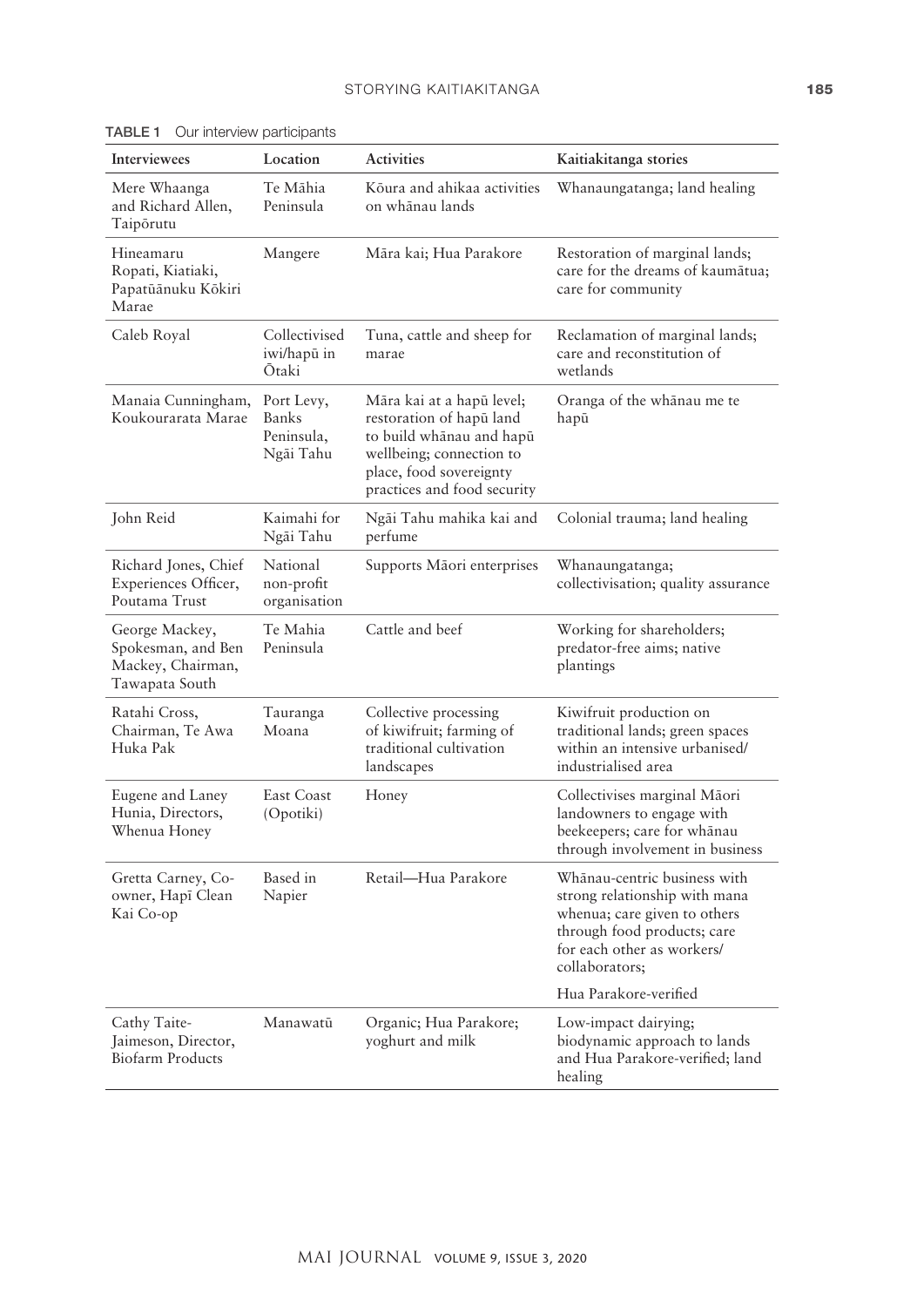**TABLE 1** Our interview participants

| Interviewees | Location | Activities | Kaitiakitanga stories |
|---|---|---|---|
| Mere Whaanga and Richard Allen, Taipōrutu | Te Māhia Peninsula | Kōura and ahikaa activities on whānau lands | Whanaungatanga; land healing |
| Hineamaru Ropati, Kiatiaki, Papatūānuku Kōkiri Marae | Mangere | Māra kai; Hua Parakore | Restoration of marginal lands; care for the dreams of kaumātua; care for community |
| Caleb Royal | Collectivised iwi/hapū in Ōtaki | Tuna, cattle and sheep for marae | Reclamation of marginal lands; care and reconstitution of wetlands |
| Manaia Cunningham, Koukourarata Marae | Port Levy, Banks Peninsula, Ngāi Tahu | Māra kai at a hapū level; restoration of hapū land to build whānau and hapū wellbeing; connection to place, food sovereignty practices and food security | Oranga of the whānau me te hapū |
| John Reid | Kaimahi for Ngāi Tahu | Ngāi Tahu mahika kai and perfume | Colonial trauma; land healing |
| Richard Jones, Chief Experiences Officer, Poutama Trust | National non-profit organisation | Supports Māori enterprises | Whanaungatanga; collectivisation; quality assurance |
| George Mackey, Spokesman, and Ben Mackey, Chairman, Tawapata South | Te Mahia Peninsula | Cattle and beef | Working for shareholders; predator-free aims; native plantings |
| Ratahi Cross, Chairman, Te Awa Huka Pak | Tauranga Moana | Collective processing of kiwifruit; farming of traditional cultivation landscapes | Kiwifruit production on traditional lands; green spaces within an intensive urbanised/industrialised area |
| Eugene and Laney Hunia, Directors, Whenua Honey | East Coast (Opotiki) | Honey | Collectivises marginal Māori landowners to engage with beekeepers; care for whānau through involvement in business |
| Gretta Carney, Co-owner, Hapī Clean Kai Co-op | Based in Napier | Retail—Hua Parakore | Whānau-centric business with strong relationship with mana whenua; care given to others through food products; care for each other as workers/collaborators; Hua Parakore-verified |
| Cathy Taite-Jaimeson, Director, Biofarm Products | Manawatū | Organic; Hua Parakore; yoghurt and milk | Low-impact dairying; biodynamic approach to lands and Hua Parakore-verified; land healing |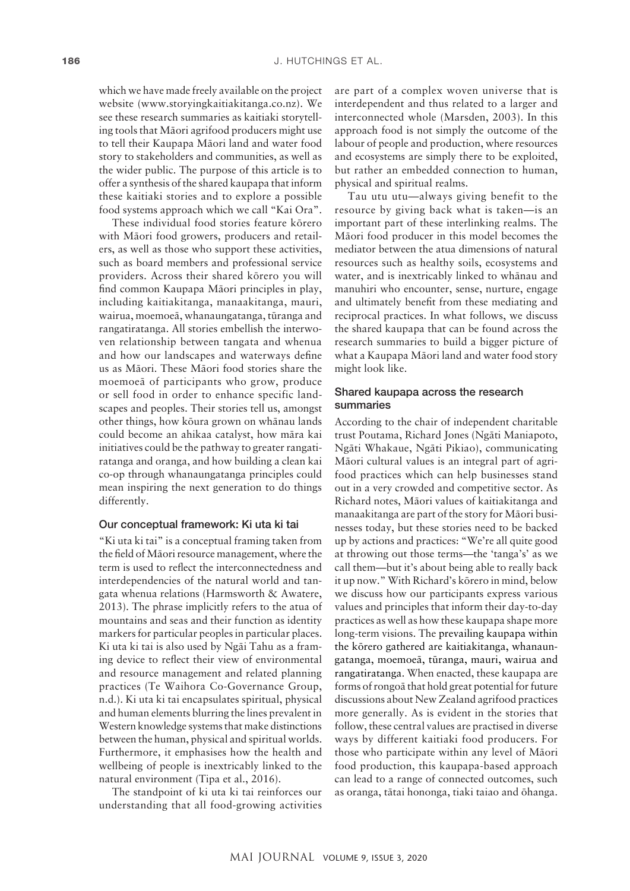which we have made freely available on the project website (www.storyingkaitiakitanga.co.nz). We see these research summaries as kaitiaki storytelling tools that Māori agrifood producers might use to tell their Kaupapa Māori land and water food story to stakeholders and communities, as well as the wider public. The purpose of this article is to offer a synthesis of the shared kaupapa that inform these kaitiaki stories and to explore a possible food systems approach which we call "Kai Ora".

These individual food stories feature kōrero with Māori food growers, producers and retailers, as well as those who support these activities, such as board members and professional service providers. Across their shared kōrero you will find common Kaupapa Māori principles in play, including kaitiakitanga, manaakitanga, mauri, wairua, moemoeā, whanaungatanga, tūranga and rangatiratanga. All stories embellish the interwoven relationship between tangata and whenua and how our landscapes and waterways define us as Māori. These Māori food stories share the moemoeā of participants who grow, produce or sell food in order to enhance specific landscapes and peoples. Their stories tell us, amongst other things, how kōura grown on whānau lands could become an ahikaa catalyst, how māra kai initiatives could be the pathway to greater rangatiratanga and oranga, and how building a clean kai co-op through whanaungatanga principles could mean inspiring the next generation to do things differently.

### Our conceptual framework: Ki uta ki tai

"Ki uta ki tai" is a conceptual framing taken from the field of Māori resource management, where the term is used to reflect the interconnectedness and interdependencies of the natural world and tangata whenua relations (Harmsworth & Awatere, 2013). The phrase implicitly refers to the atua of mountains and seas and their function as identity markers for particular peoples in particular places. Ki uta ki tai is also used by Ngāi Tahu as a framing device to reflect their view of environmental and resource management and related planning practices (Te Waihora Co-Governance Group, n.d.). Ki uta ki tai encapsulates spiritual, physical and human elements blurring the lines prevalent in Western knowledge systems that make distinctions between the human, physical and spiritual worlds. Furthermore, it emphasises how the health and wellbeing of people is inextricably linked to the natural environment (Tipa et al., 2016).

The standpoint of ki uta ki tai reinforces our understanding that all food-growing activities are part of a complex woven universe that is interdependent and thus related to a larger and interconnected whole (Marsden, 2003). In this approach food is not simply the outcome of the labour of people and production, where resources and ecosystems are simply there to be exploited, but rather an embedded connection to human, physical and spiritual realms.

Tau utu utu—always giving benefit to the resource by giving back what is taken—is an important part of these interlinking realms. The Māori food producer in this model becomes the mediator between the atua dimensions of natural resources such as healthy soils, ecosystems and water, and is inextricably linked to whānau and manuhiri who encounter, sense, nurture, engage and ultimately benefit from these mediating and reciprocal practices. In what follows, we discuss the shared kaupapa that can be found across the research summaries to build a bigger picture of what a Kaupapa Māori land and water food story might look like.

### Shared kaupapa across the research summaries

According to the chair of independent charitable trust Poutama, Richard Jones (Ngāti Maniapoto, Ngāti Whakaue, Ngāti Pikiao), communicating Māori cultural values is an integral part of agrifood practices which can help businesses stand out in a very crowded and competitive sector. As Richard notes, Māori values of kaitiakitanga and manaakitanga are part of the story for Māori businesses today, but these stories need to be backed up by actions and practices: "We're all quite good at throwing out those terms—the 'tanga's' as we call them—but it's about being able to really back it up now." With Richard's kōrero in mind, below we discuss how our participants express various values and principles that inform their day-to-day practices as well as how these kaupapa shape more long-term visions. The prevailing kaupapa within the kōrero gathered are kaitiakitanga, whanaungatanga, moemoeā, tūranga, mauri, wairua and rangatiratanga. When enacted, these kaupapa are forms of rongoā that hold great potential for future discussions about New Zealand agrifood practices more generally. As is evident in the stories that follow, these central values are practised in diverse ways by different kaitiaki food producers. For those who participate within any level of Māori food production, this kaupapa-based approach can lead to a range of connected outcomes, such as oranga, tātai hononga, tiaki taiao and ōhanga.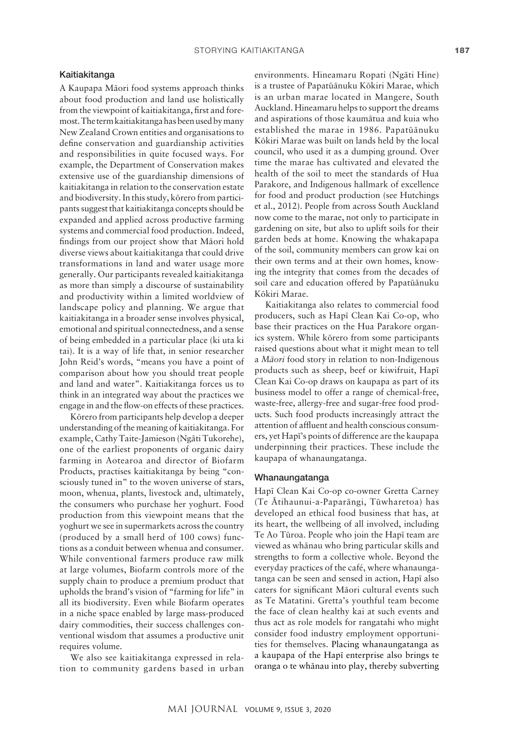## Kaitiakitanga

A Kaupapa Māori food systems approach thinks about food production and land use holistically from the viewpoint of kaitiakitanga, first and foremost. The term kaitiakitanga has been used by many New Zealand Crown entities and organisations to define conservation and guardianship activities and responsibilities in quite focused ways. For example, the Department of Conservation makes extensive use of the guardianship dimensions of kaitiakitanga in relation to the conservation estate and biodiversity. In this study, kōrero from participants suggest that kaitiakitanga concepts should be expanded and applied across productive farming systems and commercial food production. Indeed, findings from our project show that Māori hold diverse views about kaitiakitanga that could drive transformations in land and water usage more generally. Our participants revealed kaitiakitanga as more than simply a discourse of sustainability and productivity within a limited worldview of landscape policy and planning. We argue that kaitiakitanga in a broader sense involves physical, emotional and spiritual connectedness, and a sense of being embedded in a particular place (ki uta ki tai). It is a way of life that, in senior researcher John Reid's words, "means you have a point of comparison about how you should treat people and land and water". Kaitiakitanga forces us to think in an integrated way about the practices we engage in and the flow-on effects of these practices.

Kōrero from participants help develop a deeper understanding of the meaning of kaitiakitanga. For example, Cathy Taite-Jamieson (Ngāti Tukorehe), one of the earliest proponents of organic dairy farming in Aotearoa and director of Biofarm Products, practises kaitiakitanga by being "consciously tuned in" to the woven universe of stars, moon, whenua, plants, livestock and, ultimately, the consumers who purchase her yoghurt. Food production from this viewpoint means that the yoghurt we see in supermarkets across the country (produced by a small herd of 100 cows) functions as a conduit between whenua and consumer. While conventional farmers produce raw milk at large volumes, Biofarm controls more of the supply chain to produce a premium product that upholds the brand's vision of "farming for life" in all its biodiversity. Even while Biofarm operates in a niche space enabled by large mass-produced dairy commodities, their success challenges conventional wisdom that assumes a productive unit requires volume.

We also see kaitiakitanga expressed in relation to community gardens based in urban environments. Hineamaru Ropati (Ngāti Hine) is a trustee of Papatūānuku Kōkiri Marae, which is an urban marae located in Mangere, South Auckland. Hineamaru helps to support the dreams and aspirations of those kaumātua and kuia who established the marae in 1986. Papatūānuku Kōkiri Marae was built on lands held by the local council, who used it as a dumping ground. Over time the marae has cultivated and elevated the health of the soil to meet the standards of Hua Parakore, and Indigenous hallmark of excellence for food and product production (see Hutchings et al., 2012). People from across South Auckland now come to the marae, not only to participate in gardening on site, but also to uplift soils for their garden beds at home. Knowing the whakapapa of the soil, community members can grow kai on their own terms and at their own homes, knowing the integrity that comes from the decades of soil care and education offered by Papatūānuku Kōkiri Marae.

Kaitiakitanga also relates to commercial food producers, such as Hapī Clean Kai Co-op, who base their practices on the Hua Parakore organics system. While kōrero from some participants raised questions about what it might mean to tell a *Māori* food story in relation to non-Indigenous products such as sheep, beef or kiwifruit, Hapī Clean Kai Co-op draws on kaupapa as part of its business model to offer a range of chemical-free, waste-free, allergy-free and sugar-free food products. Such food products increasingly attract the attention of affluent and health conscious consumers, yet Hapī's points of difference are the kaupapa underpinning their practices. These include the kaupapa of whanaungatanga.

## Whanaungatanga

Hapī Clean Kai Co-op co-owner Gretta Carney (Te Ātihaunui-a-Paparāngi, Tūwharetoa) has developed an ethical food business that has, at its heart, the wellbeing of all involved, including Te Ao Tūroa. People who join the Hapī team are viewed as whānau who bring particular skills and strengths to form a collective whole. Beyond the everyday practices of the café, where whanaungatanga can be seen and sensed in action, Hapī also caters for significant Māori cultural events such as Te Matatini. Gretta's youthful team become the face of clean healthy kai at such events and thus act as role models for rangatahi who might consider food industry employment opportunities for themselves. Placing whanaungatanga as a kaupapa of the Hapī enterprise also brings te oranga o te whānau into play, thereby subverting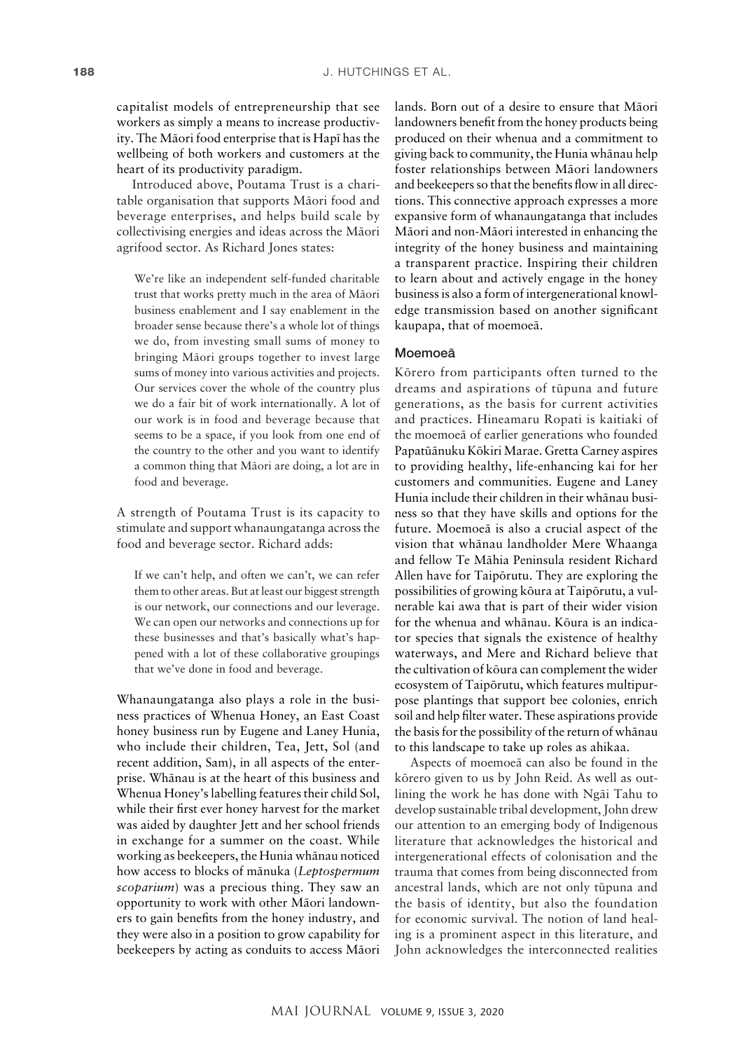capitalist models of entrepreneurship that see workers as simply a means to increase productivity. The Māori food enterprise that is Hapī has the wellbeing of both workers and customers at the heart of its productivity paradigm.

Introduced above, Poutama Trust is a charitable organisation that supports Māori food and beverage enterprises, and helps build scale by collectivising energies and ideas across the Māori agrifood sector. As Richard Jones states:

> We're like an independent self-funded charitable trust that works pretty much in the area of Māori business enablement and I say enablement in the broader sense because there's a whole lot of things we do, from investing small sums of money to bringing Māori groups together to invest large sums of money into various activities and projects. Our services cover the whole of the country plus we do a fair bit of work internationally. A lot of our work is in food and beverage because that seems to be a space, if you look from one end of the country to the other and you want to identify a common thing that Māori are doing, a lot are in food and beverage.

A strength of Poutama Trust is its capacity to stimulate and support whanaungatanga across the food and beverage sector. Richard adds:

> If we can't help, and often we can't, we can refer them to other areas. But at least our biggest strength is our network, our connections and our leverage. We can open our networks and connections up for these businesses and that's basically what's happened with a lot of these collaborative groupings that we've done in food and beverage.

Whanaungatanga also plays a role in the business practices of Whenua Honey, an East Coast honey business run by Eugene and Laney Hunia, who include their children, Tea, Jett, Sol (and recent addition, Sam), in all aspects of the enterprise. Whānau is at the heart of this business and Whenua Honey's labelling features their child Sol, while their first ever honey harvest for the market was aided by daughter Jett and her school friends in exchange for a summer on the coast. While working as beekeepers, the Hunia whānau noticed how access to blocks of mānuka (*Leptospermum scoparium*) was a precious thing. They saw an opportunity to work with other Māori landowners to gain benefits from the honey industry, and they were also in a position to grow capability for beekeepers by acting as conduits to access Māori lands. Born out of a desire to ensure that Māori landowners benefit from the honey products being produced on their whenua and a commitment to giving back to community, the Hunia whānau help foster relationships between Māori landowners and beekeepers so that the benefits flow in all directions. This connective approach expresses a more expansive form of whanaungatanga that includes Māori and non-Māori interested in enhancing the integrity of the honey business and maintaining a transparent practice. Inspiring their children to learn about and actively engage in the honey business is also a form of intergenerational knowledge transmission based on another significant kaupapa, that of moemoeā.

### Moemoeā

Kōrero from participants often turned to the dreams and aspirations of tūpuna and future generations, as the basis for current activities and practices. Hineamaru Ropati is kaitiaki of the moemoeā of earlier generations who founded Papatūānuku Kōkiri Marae. Gretta Carney aspires to providing healthy, life-enhancing kai for her customers and communities. Eugene and Laney Hunia include their children in their whānau business so that they have skills and options for the future. Moemoeā is also a crucial aspect of the vision that whānau landholder Mere Whaanga and fellow Te Māhia Peninsula resident Richard Allen have for Taipōrutu. They are exploring the possibilities of growing kōura at Taipōrutu, a vulnerable kai awa that is part of their wider vision for the whenua and whānau. Kōura is an indicator species that signals the existence of healthy waterways, and Mere and Richard believe that the cultivation of kōura can complement the wider ecosystem of Taipōrutu, which features multipurpose plantings that support bee colonies, enrich soil and help filter water. These aspirations provide the basis for the possibility of the return of whānau to this landscape to take up roles as ahikaa.

Aspects of moemoeā can also be found in the kōrero given to us by John Reid. As well as outlining the work he has done with Ngāi Tahu to develop sustainable tribal development, John drew our attention to an emerging body of Indigenous literature that acknowledges the historical and intergenerational effects of colonisation and the trauma that comes from being disconnected from ancestral lands, which are not only tūpuna and the basis of identity, but also the foundation for economic survival. The notion of land healing is a prominent aspect in this literature, and John acknowledges the interconnected realities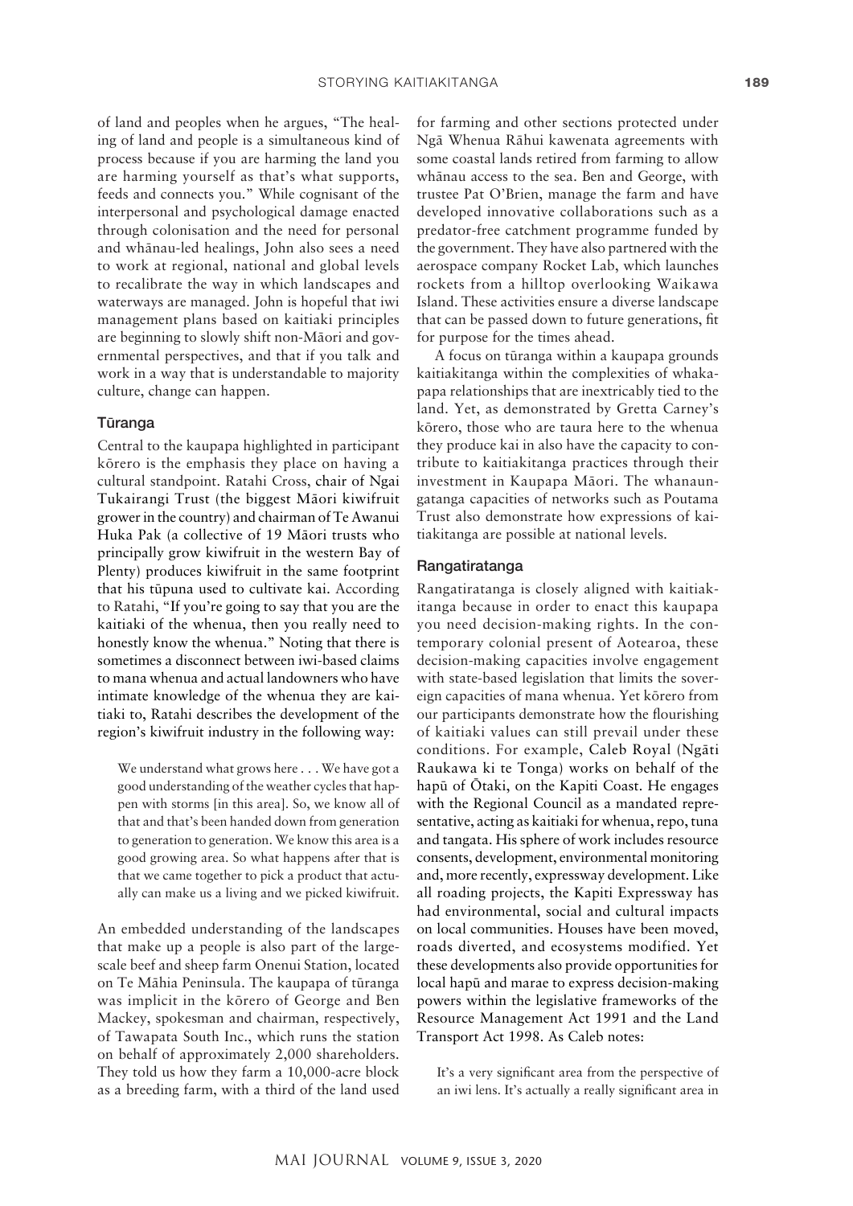of land and peoples when he argues, "The healing of land and people is a simultaneous kind of process because if you are harming the land you are harming yourself as that's what supports, feeds and connects you." While cognisant of the interpersonal and psychological damage enacted through colonisation and the need for personal and whānau-led healings, John also sees a need to work at regional, national and global levels to recalibrate the way in which landscapes and waterways are managed. John is hopeful that iwi management plans based on kaitiaki principles are beginning to slowly shift non-Māori and governmental perspectives, and that if you talk and work in a way that is understandable to majority culture, change can happen.

### Tūranga

Central to the kaupapa highlighted in participant kōrero is the emphasis they place on having a cultural standpoint. Ratahi Cross, chair of Ngai Tukairangi Trust (the biggest Māori kiwifruit grower in the country) and chairman of Te Awanui Huka Pak (a collective of 19 Māori trusts who principally grow kiwifruit in the western Bay of Plenty) produces kiwifruit in the same footprint that his tūpuna used to cultivate kai. According to Ratahi, "If you're going to say that you are the kaitiaki of the whenua, then you really need to honestly know the whenua." Noting that there is sometimes a disconnect between iwi-based claims to mana whenua and actual landowners who have intimate knowledge of the whenua they are kaitiaki to, Ratahi describes the development of the region's kiwifruit industry in the following way:

> We understand what grows here . . . We have got a good understanding of the weather cycles that happen with storms [in this area]. So, we know all of that and that's been handed down from generation to generation to generation. We know this area is a good growing area. So what happens after that is that we came together to pick a product that actually can make us a living and we picked kiwifruit.

An embedded understanding of the landscapes that make up a people is also part of the large-scale beef and sheep farm Onenui Station, located on Te Māhia Peninsula. The kaupapa of tūranga was implicit in the kōrero of George and Ben Mackey, spokesman and chairman, respectively, of Tawapata South Inc., which runs the station on behalf of approximately 2,000 shareholders. They told us how they farm a 10,000-acre block as a breeding farm, with a third of the land used for farming and other sections protected under Ngā Whenua Rāhui kawenata agreements with some coastal lands retired from farming to allow whānau access to the sea. Ben and George, with trustee Pat O'Brien, manage the farm and have developed innovative collaborations such as a predator-free catchment programme funded by the government. They have also partnered with the aerospace company Rocket Lab, which launches rockets from a hilltop overlooking Waikawa Island. These activities ensure a diverse landscape that can be passed down to future generations, fit for purpose for the times ahead.

A focus on tūranga within a kaupapa grounds kaitiakitanga within the complexities of whakapapa relationships that are inextricably tied to the land. Yet, as demonstrated by Gretta Carney's kōrero, those who are taura here to the whenua they produce kai in also have the capacity to contribute to kaitiakitanga practices through their investment in Kaupapa Māori. The whanaungatanga capacities of networks such as Poutama Trust also demonstrate how expressions of kaitiakitanga are possible at national levels.

### Rangatiratanga

Rangatiratanga is closely aligned with kaitiakitanga because in order to enact this kaupapa you need decision-making rights. In the contemporary colonial present of Aotearoa, these decision-making capacities involve engagement with state-based legislation that limits the sovereign capacities of mana whenua. Yet kōrero from our participants demonstrate how the flourishing of kaitiaki values can still prevail under these conditions. For example, Caleb Royal (Ngāti Raukawa ki te Tonga) works on behalf of the hapū of Ōtaki, on the Kapiti Coast. He engages with the Regional Council as a mandated representative, acting as kaitiaki for whenua, repo, tuna and tangata. His sphere of work includes resource consents, development, environmental monitoring and, more recently, expressway development. Like all roading projects, the Kapiti Expressway has had environmental, social and cultural impacts on local communities. Houses have been moved, roads diverted, and ecosystems modified. Yet these developments also provide opportunities for local hapū and marae to express decision-making powers within the legislative frameworks of the Resource Management Act 1991 and the Land Transport Act 1998. As Caleb notes:

> It's a very significant area from the perspective of an iwi lens. It's actually a really significant area in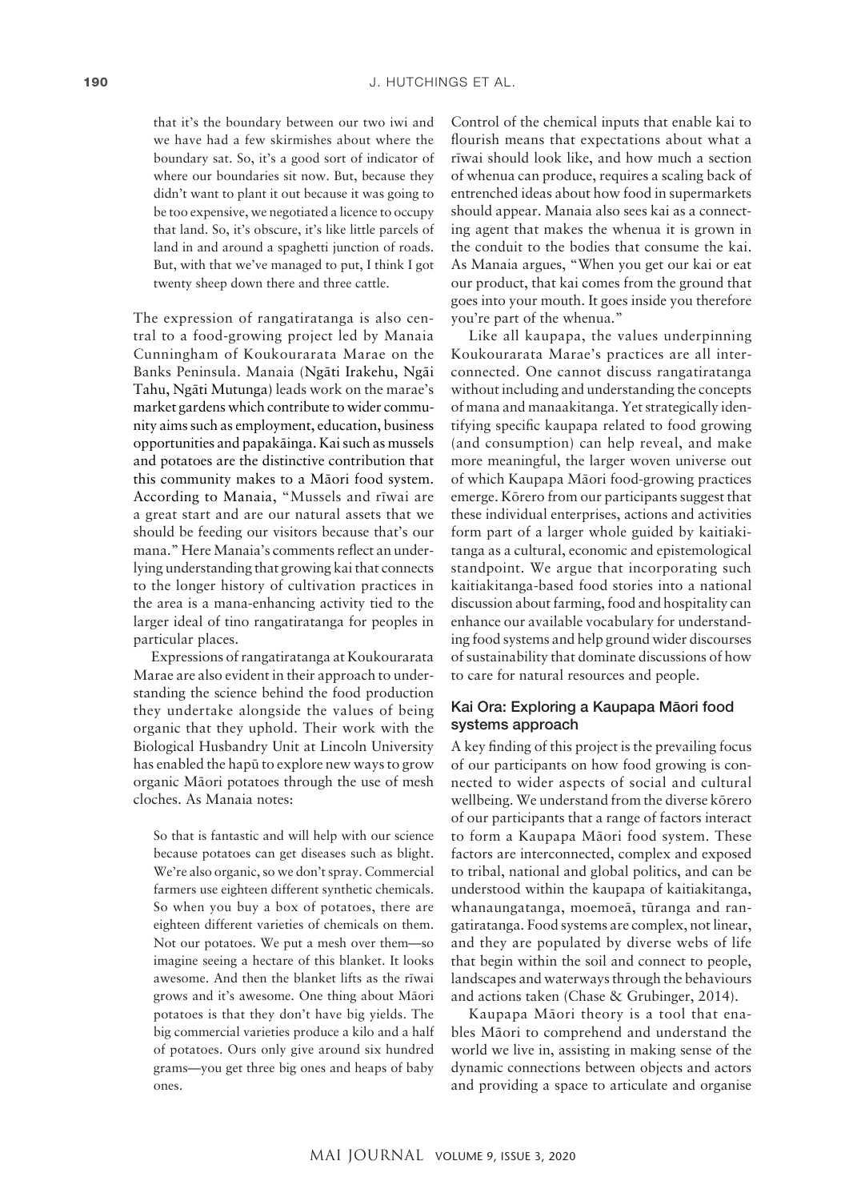that it's the boundary between our two iwi and we have had a few skirmishes about where the boundary sat. So, it's a good sort of indicator of where our boundaries sit now. But, because they didn't want to plant it out because it was going to be too expensive, we negotiated a licence to occupy that land. So, it's obscure, it's like little parcels of land in and around a spaghetti junction of roads. But, with that we've managed to put, I think I got twenty sheep down there and three cattle.

The expression of rangatiratanga is also central to a food-growing project led by Manaia Cunningham of Koukourarata Marae on the Banks Peninsula. Manaia (Ngāti Irakehu, Ngāi Tahu, Ngāti Mutunga) leads work on the marae's market gardens which contribute to wider community aims such as employment, education, business opportunities and papakāinga. Kai such as mussels and potatoes are the distinctive contribution that this community makes to a Māori food system. According to Manaia, "Mussels and rīwai are a great start and are our natural assets that we should be feeding our visitors because that's our mana." Here Manaia's comments reflect an underlying understanding that growing kai that connects to the longer history of cultivation practices in the area is a mana-enhancing activity tied to the larger ideal of tino rangatiratanga for peoples in particular places.

Expressions of rangatiratanga at Koukourarata Marae are also evident in their approach to understanding the science behind the food production they undertake alongside the values of being organic that they uphold. Their work with the Biological Husbandry Unit at Lincoln University has enabled the hapū to explore new ways to grow organic Māori potatoes through the use of mesh cloches. As Manaia notes:

> So that is fantastic and will help with our science because potatoes can get diseases such as blight. We're also organic, so we don't spray. Commercial farmers use eighteen different synthetic chemicals. So when you buy a box of potatoes, there are eighteen different varieties of chemicals on them. Not our potatoes. We put a mesh over them—so imagine seeing a hectare of this blanket. It looks awesome. And then the blanket lifts as the rīwai grows and it's awesome. One thing about Māori potatoes is that they don't have big yields. The big commercial varieties produce a kilo and a half of potatoes. Ours only give around six hundred grams—you get three big ones and heaps of baby ones.

Control of the chemical inputs that enable kai to flourish means that expectations about what a rīwai should look like, and how much a section of whenua can produce, requires a scaling back of entrenched ideas about how food in supermarkets should appear. Manaia also sees kai as a connecting agent that makes the whenua it is grown in the conduit to the bodies that consume the kai. As Manaia argues, "When you get our kai or eat our product, that kai comes from the ground that goes into your mouth. It goes inside you therefore you're part of the whenua."

Like all kaupapa, the values underpinning Koukourarata Marae's practices are all interconnected. One cannot discuss rangatiratanga without including and understanding the concepts of mana and manaakitanga. Yet strategically identifying specific kaupapa related to food growing (and consumption) can help reveal, and make more meaningful, the larger woven universe out of which Kaupapa Māori food-growing practices emerge. Kōrero from our participants suggest that these individual enterprises, actions and activities form part of a larger whole guided by kaitiakitanga as a cultural, economic and epistemological standpoint. We argue that incorporating such kaitiakitanga-based food stories into a national discussion about farming, food and hospitality can enhance our available vocabulary for understanding food systems and help ground wider discourses of sustainability that dominate discussions of how to care for natural resources and people.

## Kai Ora: Exploring a Kaupapa Māori food systems approach

A key finding of this project is the prevailing focus of our participants on how food growing is connected to wider aspects of social and cultural wellbeing. We understand from the diverse kōrero of our participants that a range of factors interact to form a Kaupapa Māori food system. These factors are interconnected, complex and exposed to tribal, national and global politics, and can be understood within the kaupapa of kaitiakitanga, whanaungatanga, moemoeā, tūranga and rangatiratanga. Food systems are complex, not linear, and they are populated by diverse webs of life that begin within the soil and connect to people, landscapes and waterways through the behaviours and actions taken (Chase & Grubinger, 2014).

Kaupapa Māori theory is a tool that enables Māori to comprehend and understand the world we live in, assisting in making sense of the dynamic connections between objects and actors and providing a space to articulate and organise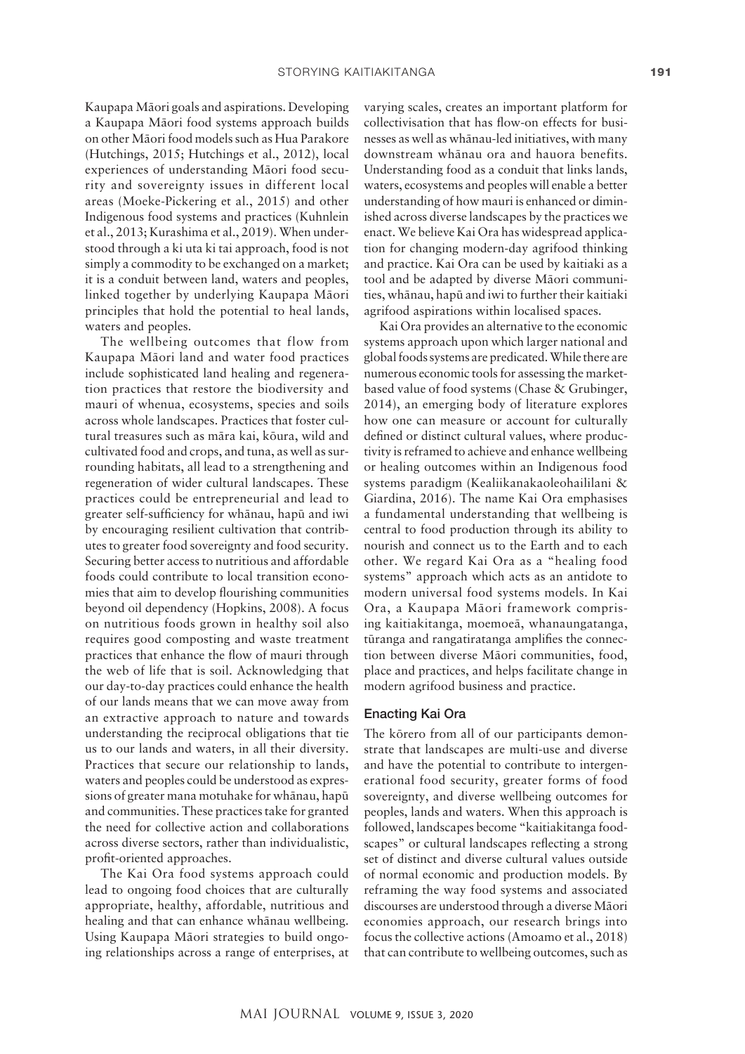Kaupapa Māori goals and aspirations. Developing a Kaupapa Māori food systems approach builds on other Māori food models such as Hua Parakore (Hutchings, 2015; Hutchings et al., 2012), local experiences of understanding Māori food security and sovereignty issues in different local areas (Moeke-Pickering et al., 2015) and other Indigenous food systems and practices (Kuhnlein et al., 2013; Kurashima et al., 2019). When understood through a ki uta ki tai approach, food is not simply a commodity to be exchanged on a market; it is a conduit between land, waters and peoples, linked together by underlying Kaupapa Māori principles that hold the potential to heal lands, waters and peoples.

The wellbeing outcomes that flow from Kaupapa Māori land and water food practices include sophisticated land healing and regeneration practices that restore the biodiversity and mauri of whenua, ecosystems, species and soils across whole landscapes. Practices that foster cultural treasures such as māra kai, kōura, wild and cultivated food and crops, and tuna, as well as surrounding habitats, all lead to a strengthening and regeneration of wider cultural landscapes. These practices could be entrepreneurial and lead to greater self-sufficiency for whānau, hapū and iwi by encouraging resilient cultivation that contributes to greater food sovereignty and food security. Securing better access to nutritious and affordable foods could contribute to local transition economies that aim to develop flourishing communities beyond oil dependency (Hopkins, 2008). A focus on nutritious foods grown in healthy soil also requires good composting and waste treatment practices that enhance the flow of mauri through the web of life that is soil. Acknowledging that our day-to-day practices could enhance the health of our lands means that we can move away from an extractive approach to nature and towards understanding the reciprocal obligations that tie us to our lands and waters, in all their diversity. Practices that secure our relationship to lands, waters and peoples could be understood as expressions of greater mana motuhake for whānau, hapū and communities. These practices take for granted the need for collective action and collaborations across diverse sectors, rather than individualistic, profit-oriented approaches.

The Kai Ora food systems approach could lead to ongoing food choices that are culturally appropriate, healthy, affordable, nutritious and healing and that can enhance whānau wellbeing. Using Kaupapa Māori strategies to build ongoing relationships across a range of enterprises, at varying scales, creates an important platform for collectivisation that has flow-on effects for businesses as well as whānau-led initiatives, with many downstream whānau ora and hauora benefits. Understanding food as a conduit that links lands, waters, ecosystems and peoples will enable a better understanding of how mauri is enhanced or diminished across diverse landscapes by the practices we enact. We believe Kai Ora has widespread application for changing modern-day agrifood thinking and practice. Kai Ora can be used by kaitiaki as a tool and be adapted by diverse Māori communities, whānau, hapū and iwi to further their kaitiaki agrifood aspirations within localised spaces.

Kai Ora provides an alternative to the economic systems approach upon which larger national and global foods systems are predicated. While there are numerous economic tools for assessing the market-based value of food systems (Chase & Grubinger, 2014), an emerging body of literature explores how one can measure or account for culturally defined or distinct cultural values, where productivity is reframed to achieve and enhance wellbeing or healing outcomes within an Indigenous food systems paradigm (Kealiikanakaoleohaililani & Giardina, 2016). The name Kai Ora emphasises a fundamental understanding that wellbeing is central to food production through its ability to nourish and connect us to the Earth and to each other. We regard Kai Ora as a "healing food systems" approach which acts as an antidote to modern universal food systems models. In Kai Ora, a Kaupapa Māori framework comprising kaitiakitanga, moemoeā, whanaungatanga, tūranga and rangatiratanga amplifies the connection between diverse Māori communities, food, place and practices, and helps facilitate change in modern agrifood business and practice.

## Enacting Kai Ora

The kōrero from all of our participants demonstrate that landscapes are multi-use and diverse and have the potential to contribute to intergenerational food security, greater forms of food sovereignty, and diverse wellbeing outcomes for peoples, lands and waters. When this approach is followed, landscapes become "kaitiakitanga foodscapes" or cultural landscapes reflecting a strong set of distinct and diverse cultural values outside of normal economic and production models. By reframing the way food systems and associated discourses are understood through a diverse Māori economies approach, our research brings into focus the collective actions (Amoamo et al., 2018) that can contribute to wellbeing outcomes, such as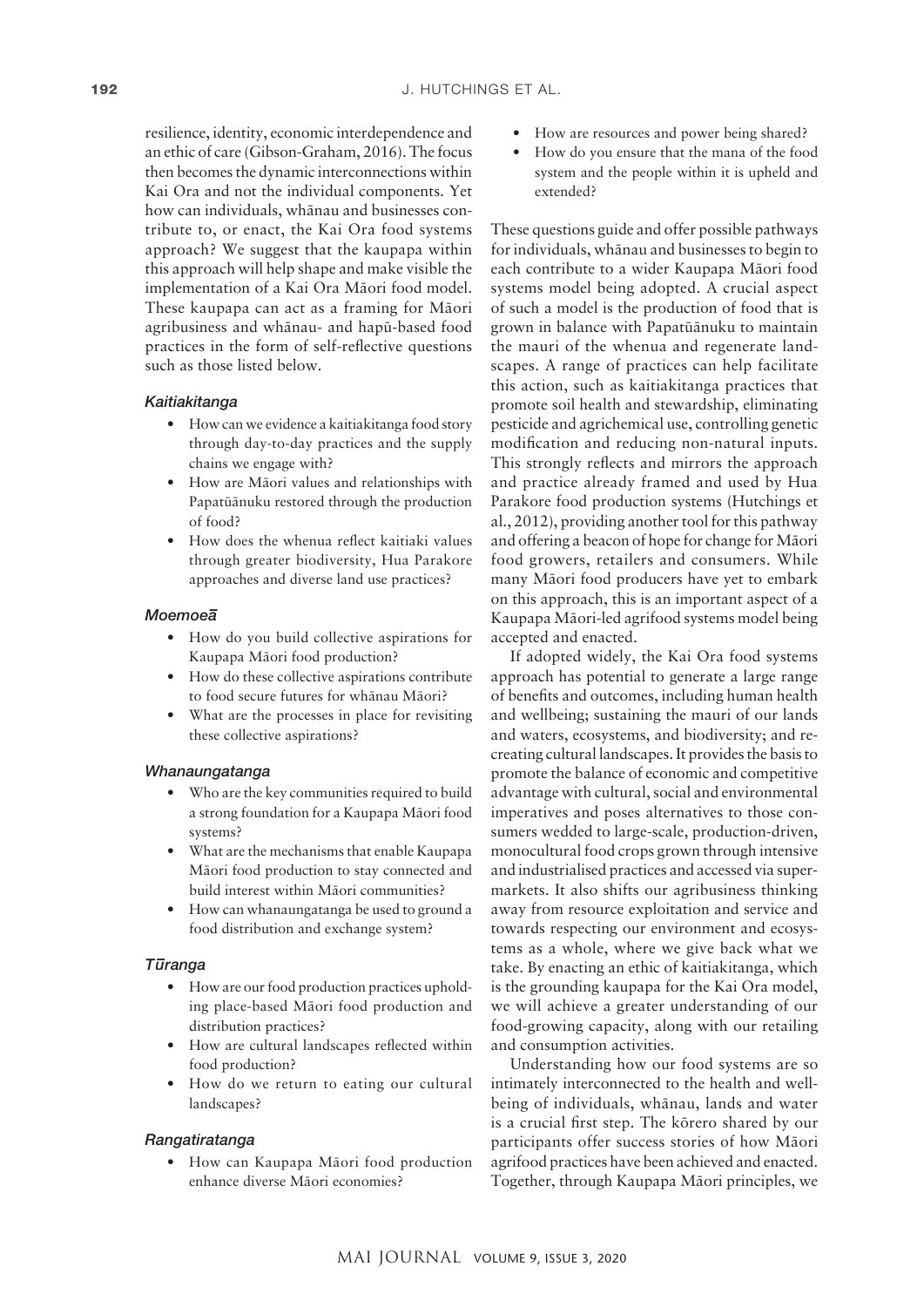resilience, identity, economic interdependence and an ethic of care (Gibson-Graham, 2016). The focus then becomes the dynamic interconnections within Kai Ora and not the individual components. Yet how can individuals, whānau and businesses contribute to, or enact, the Kai Ora food systems approach? We suggest that the kaupapa within this approach will help shape and make visible the implementation of a Kai Ora Māori food model. These kaupapa can act as a framing for Māori agribusiness and whānau- and hapū-based food practices in the form of self-reflective questions such as those listed below.

#### *Kaitiakitanga*

- How can we evidence a kaitiakitanga food story through day-to-day practices and the supply chains we engage with?
- How are Māori values and relationships with Papatūānuku restored through the production of food?
- How does the whenua reflect kaitiaki values through greater biodiversity, Hua Parakore approaches and diverse land use practices?

#### *Moemoeā*

- How do you build collective aspirations for Kaupapa Māori food production?
- How do these collective aspirations contribute to food secure futures for whānau Māori?
- What are the processes in place for revisiting these collective aspirations?

#### *Whanaungatanga*

- Who are the key communities required to build a strong foundation for a Kaupapa Māori food systems?
- What are the mechanisms that enable Kaupapa Māori food production to stay connected and build interest within Māori communities?
- How can whanaungatanga be used to ground a food distribution and exchange system?

#### *Tūranga*

- How are our food production practices upholding place-based Māori food production and distribution practices?
- How are cultural landscapes reflected within food production?
- How do we return to eating our cultural landscapes?

#### *Rangatiratanga*

- How can Kaupapa Māori food production enhance diverse Māori economies?
- How are resources and power being shared?
- How do you ensure that the mana of the food system and the people within it is upheld and extended?

These questions guide and offer possible pathways for individuals, whānau and businesses to begin to each contribute to a wider Kaupapa Māori food systems model being adopted. A crucial aspect of such a model is the production of food that is grown in balance with Papatūānuku to maintain the mauri of the whenua and regenerate landscapes. A range of practices can help facilitate this action, such as kaitiakitanga practices that promote soil health and stewardship, eliminating pesticide and agrichemical use, controlling genetic modification and reducing non-natural inputs. This strongly reflects and mirrors the approach and practice already framed and used by Hua Parakore food production systems (Hutchings et al., 2012), providing another tool for this pathway and offering a beacon of hope for change for Māori food growers, retailers and consumers. While many Māori food producers have yet to embark on this approach, this is an important aspect of a Kaupapa Māori-led agrifood systems model being accepted and enacted.

If adopted widely, the Kai Ora food systems approach has potential to generate a large range of benefits and outcomes, including human health and wellbeing; sustaining the mauri of our lands and waters, ecosystems, and biodiversity; and re-creating cultural landscapes. It provides the basis to promote the balance of economic and competitive advantage with cultural, social and environmental imperatives and poses alternatives to those consumers wedded to large-scale, production-driven, monocultural food crops grown through intensive and industrialised practices and accessed via supermarkets. It also shifts our agribusiness thinking away from resource exploitation and service and towards respecting our environment and ecosystems as a whole, where we give back what we take. By enacting an ethic of kaitiakitanga, which is the grounding kaupapa for the Kai Ora model, we will achieve a greater understanding of our food-growing capacity, along with our retailing and consumption activities.

Understanding how our food systems are so intimately interconnected to the health and wellbeing of individuals, whānau, lands and water is a crucial first step. The kōrero shared by our participants offer success stories of how Māori agrifood practices have been achieved and enacted. Together, through Kaupapa Māori principles, we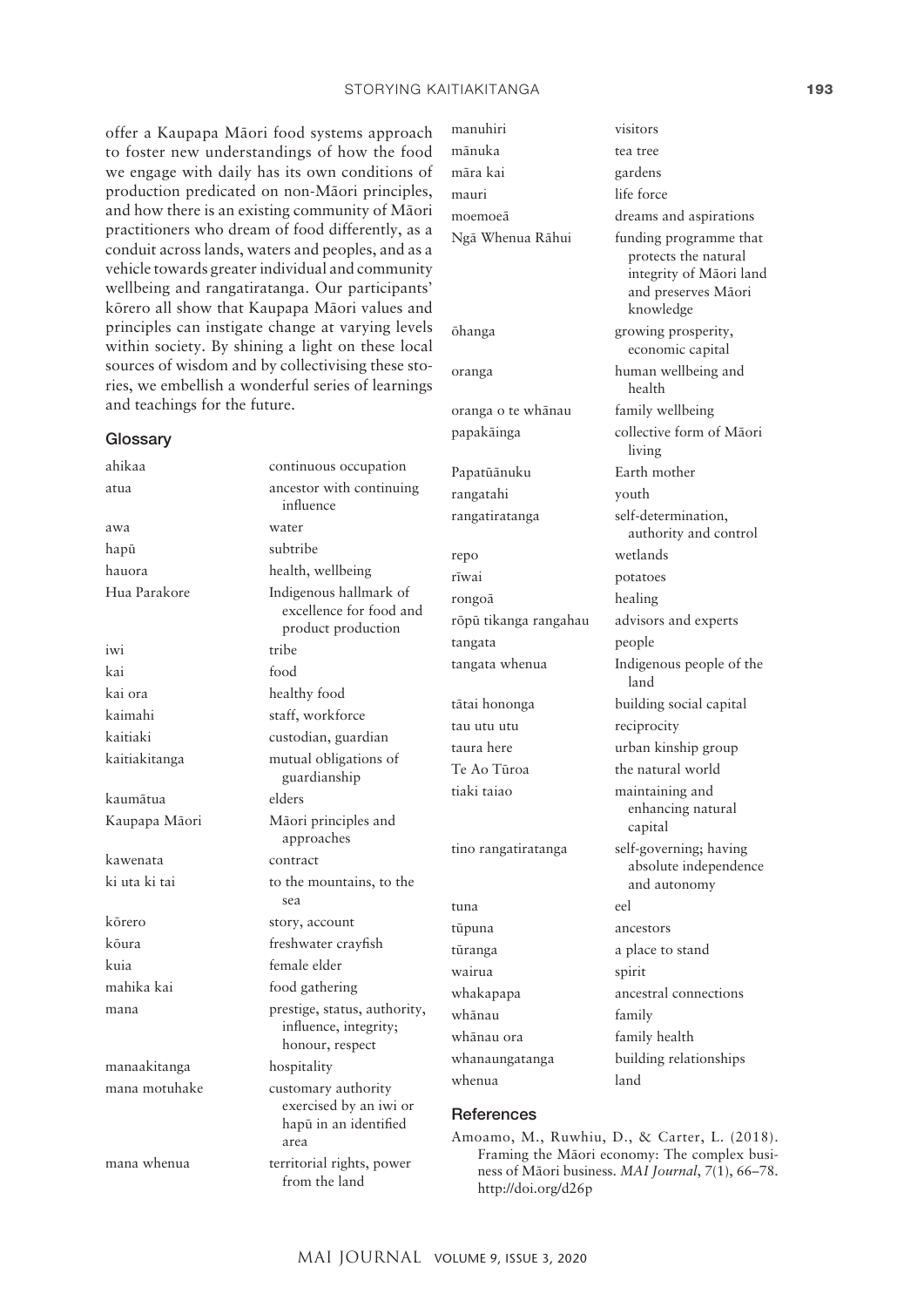offer a Kaupapa Māori food systems approach to foster new understandings of how the food we engage with daily has its own conditions of production predicated on non-Māori principles, and how there is an existing community of Māori practitioners who dream of food differently, as a conduit across lands, waters and peoples, and as a vehicle towards greater individual and community wellbeing and rangatiratanga. Our participants' kōrero all show that Kaupapa Māori values and principles can instigate change at varying levels within society. By shining a light on these local sources of wisdom and by collectivising these stories, we embellish a wonderful series of learnings and teachings for the future.

## Glossary

| | |
|---|---|
| ahikaa | continuous occupation |
| atua | ancestor with continuing influence |
| awa | water |
| hapū | subtribe |
| hauora | health, wellbeing |
| Hua Parakore | Indigenous hallmark of excellence for food and product production |
| iwi | tribe |
| kai | food |
| kai ora | healthy food |
| kaimahi | staff, workforce |
| kaitiaki | custodian, guardian |
| kaitiakitanga | mutual obligations of guardianship |
| kaumātua | elders |
| Kaupapa Māori | Māori principles and approaches |
| kawenata | contract |
| ki uta ki tai | to the mountains, to the sea |
| kōrero | story, account |
| kōura | freshwater crayfish |
| kuia | female elder |
| mahika kai | food gathering |
| mana | prestige, status, authority, influence, integrity; honour, respect |
| manaakitanga | hospitality |
| mana motuhake | customary authority exercised by an iwi or hapū in an identified area |
| mana whenua | territorial rights, power from the land |
| manuhiri | visitors |
| mānuka | tea tree |
| māra kai | gardens |
| mauri | life force |
| moemoeā | dreams and aspirations |
| Ngā Whenua Rāhui | funding programme that protects the natural integrity of Māori land and preserves Māori knowledge |
| ōhanga | growing prosperity, economic capital |
| oranga | human wellbeing and health |
| oranga o te whānau | family wellbeing |
| papakāinga | collective form of Māori living |
| Papatūānuku | Earth mother |
| rangatahi | youth |
| rangatiratanga | self-determination, authority and control |
| repo | wetlands |
| rīwai | potatoes |
| rongoā | healing |
| rōpū tikanga rangahau | advisors and experts |
| tangata | people |
| tangata whenua | Indigenous people of the land |
| tātai hononga | building social capital |
| tau utu utu | reciprocity |
| taura here | urban kinship group |
| Te Ao Tūroa | the natural world |
| tiaki taiao | maintaining and enhancing natural capital |
| tino rangatiratanga | self-governing; having absolute independence and autonomy |
| tuna | eel |
| tūpuna | ancestors |
| tūranga | a place to stand |
| wairua | spirit |
| whakapapa | ancestral connections |
| whānau | family |
| whānau ora | family health |
| whanaungatanga | building relationships |
| whenua | land |

## References

Amoamo, M., Ruwhiu, D., & Carter, L. (2018). Framing the Māori economy: The complex business of Māori business. *MAI Journal*, *7*(1), 66–78. http://doi.org/d26p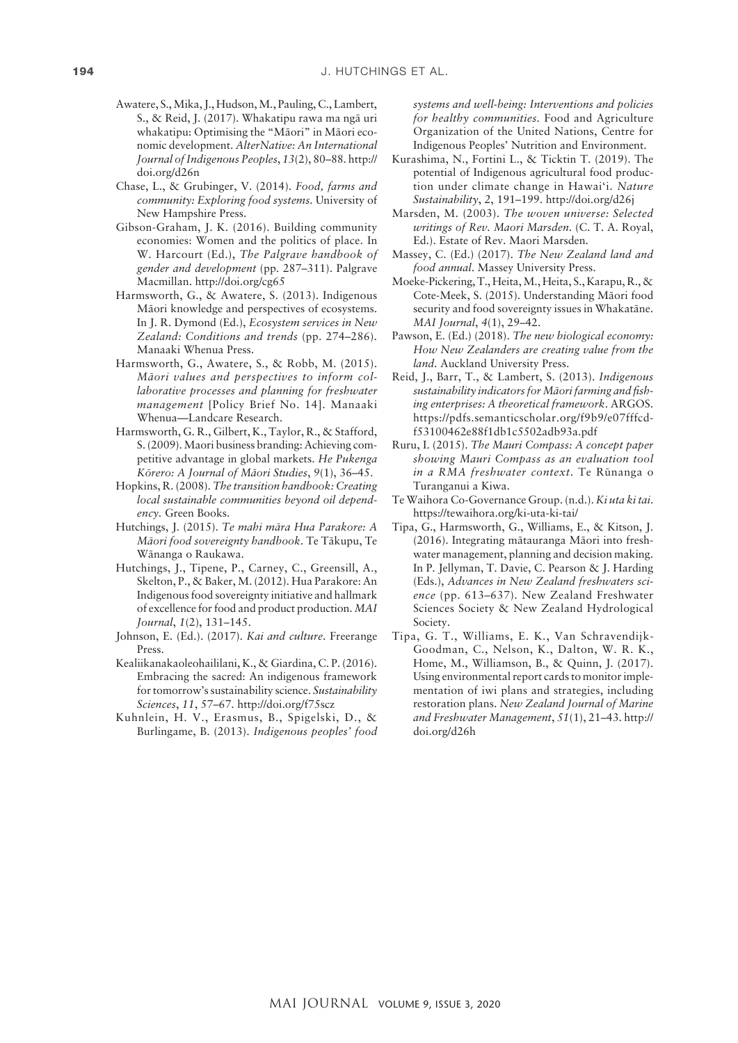Awatere, S., Mika, J., Hudson, M., Pauling, C., Lambert, S., & Reid, J. (2017). Whakatipu rawa ma ngā uri whakatipu: Optimising the "Māori" in Māori economic development. *AlterNative: An International Journal of Indigenous Peoples*, *13*(2), 80–88. http://doi.org/d26n

Chase, L., & Grubinger, V. (2014). *Food, farms and community: Exploring food systems*. University of New Hampshire Press.

Gibson-Graham, J. K. (2016). Building community economies: Women and the politics of place. In W. Harcourt (Ed.), *The Palgrave handbook of gender and development* (pp. 287–311). Palgrave Macmillan. http://doi.org/cg65

Harmsworth, G., & Awatere, S. (2013). Indigenous Māori knowledge and perspectives of ecosystems. In J. R. Dymond (Ed.), *Ecosystem services in New Zealand: Conditions and trends* (pp. 274–286). Manaaki Whenua Press.

Harmsworth, G., Awatere, S., & Robb, M. (2015). *Māori values and perspectives to inform collaborative processes and planning for freshwater management* [Policy Brief No. 14]. Manaaki Whenua—Landcare Research.

Harmsworth, G. R., Gilbert, K., Taylor, R., & Stafford, S. (2009). Maori business branding: Achieving competitive advantage in global markets. *He Pukenga Kōrero: A Journal of Māori Studies*, *9*(1), 36–45.

Hopkins, R. (2008). *The transition handbook: Creating local sustainable communities beyond oil dependency.* Green Books.

Hutchings, J. (2015). *Te mahi māra Hua Parakore: A Māori food sovereignty handbook*. Te Tākupu, Te Wānanga o Raukawa.

Hutchings, J., Tipene, P., Carney, C., Greensill, A., Skelton, P., & Baker, M. (2012). Hua Parakore: An Indigenous food sovereignty initiative and hallmark of excellence for food and product production. *MAI Journal*, *1*(2), 131–145.

Johnson, E. (Ed.). (2017). *Kai and culture.* Freerange Press.

Kealiikanakaoleohaililani, K., & Giardina, C. P. (2016). Embracing the sacred: An indigenous framework for tomorrow's sustainability science. *Sustainability Sciences*, *11*, 57–67. http://doi.org/f75scz

Kuhnlein, H. V., Erasmus, B., Spigelski, D., & Burlingame, B. (2013). *Indigenous peoples' food systems and well-being: Interventions and policies for healthy communities.* Food and Agriculture Organization of the United Nations, Centre for Indigenous Peoples' Nutrition and Environment.

Kurashima, N., Fortini L., & Ticktin T. (2019). The potential of Indigenous agricultural food production under climate change in Hawaiʻi. *Nature Sustainability*, *2*, 191–199. http://doi.org/d26j

Marsden, M. (2003). *The woven universe: Selected writings of Rev. Maori Marsden.* (C. T. A. Royal, Ed.). Estate of Rev. Maori Marsden.

Massey, C. (Ed.) (2017). *The New Zealand land and food annual*. Massey University Press.

Moeke-Pickering, T., Heita, M., Heita, S., Karapu, R., & Cote-Meek, S. (2015). Understanding Māori food security and food sovereignty issues in Whakatāne. *MAI Journal*, *4*(1), 29–42.

Pawson, E. (Ed.) (2018). *The new biological economy: How New Zealanders are creating value from the land.* Auckland University Press.

Reid, J., Barr, T., & Lambert, S. (2013). *Indigenous sustainability indicators for Māori farming and fishing enterprises: A theoretical framework*. ARGOS. https://pdfs.semanticscholar.org/f9b9/e07fffcdf53100462e88f1db1c5502adb93a.pdf

Ruru, I. (2015). *The Mauri Compass: A concept paper showing Mauri Compass as an evaluation tool in a RMA freshwater context*. Te Rūnanga o Turanganui a Kiwa.

Te Waihora Co-Governance Group. (n.d.). *Ki uta ki tai*. https://tewaihora.org/ki-uta-ki-tai/

Tipa, G., Harmsworth, G., Williams, E., & Kitson, J. (2016). Integrating mātauranga Māori into freshwater management, planning and decision making. In P. Jellyman, T. Davie, C. Pearson & J. Harding (Eds.), *Advances in New Zealand freshwaters science* (pp. 613–637). New Zealand Freshwater Sciences Society & New Zealand Hydrological Society.

Tipa, G. T., Williams, E. K., Van Schravendijk-Goodman, C., Nelson, K., Dalton, W. R. K., Home, M., Williamson, B., & Quinn, J. (2017). Using environmental report cards to monitor implementation of iwi plans and strategies, including restoration plans. *New Zealand Journal of Marine and Freshwater Management*, *51*(1), 21–43. http://doi.org/d26h